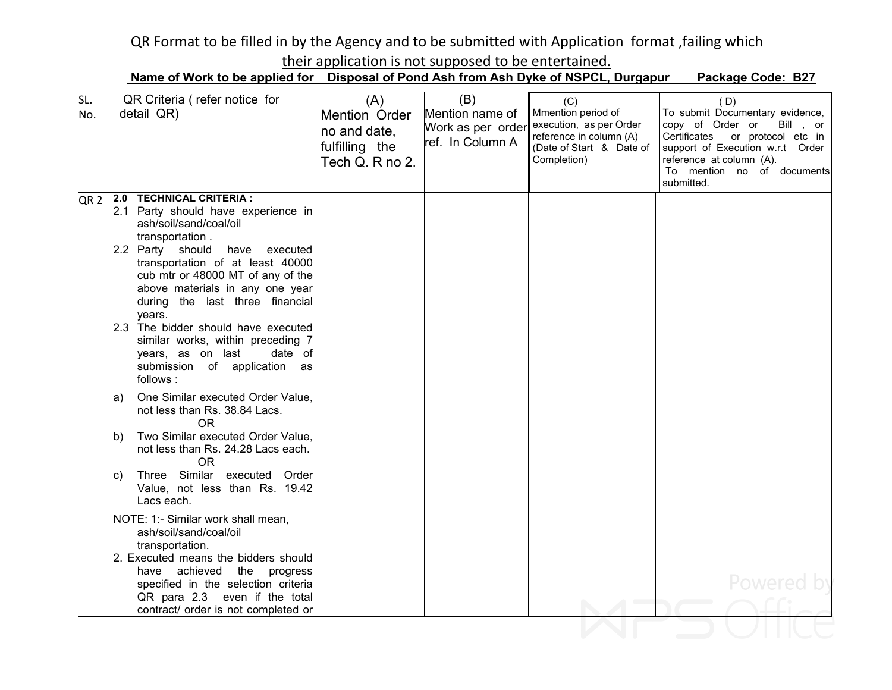QR Format to be filled in by the Agency and to be submitted with Application format ,failing which their application is not supposed to be entertained.

**Name of Work to be applied for Disposal of Pond Ash from Ash Dyke of NSPCL, Durgapur Package Code: B27**

| SL. No. | QR Criteria ( refer notice for detail QR) | (A) Mention Order no and date, fulfilling the Tech Q. R no 2. | (B) Mention name of Work as per order ref. In Column A | (C) Mmention period of execution, as per Order reference in column (A) (Date of Start & Date of Completion) | ( D) To submit Documentary evidence, copy of Order or Bill , or Certificates or protocol etc in support of Execution w.r.t Order reference at column (A). To mention no of documents submitted. |
|---|---|---|---|---|---|
| QR 2 | **2.0 TECHNICAL CRITERIA :**<br>2.1 Party should have experience in ash/soil/sand/coal/oil transportation .<br>2.2 Party should have executed transportation of at least 40000 cub mtr or 48000 MT of any of the above materials in any one year during the last three financial years.<br>2.3 The bidder should have executed similar works, within preceding 7 years, as on last date of submission of application as follows :<br>a) One Similar executed Order Value, not less than Rs. 38.84 Lacs.<br>OR<br>b) Two Similar executed Order Value, not less than Rs. 24.28 Lacs each.<br>OR<br>c) Three Similar executed Order Value, not less than Rs. 19.42 Lacs each.<br>NOTE: 1:- Similar work shall mean, ash/soil/sand/coal/oil transportation.<br>2. Executed means the bidders should have achieved the progress specified in the selection criteria QR para 2.3 even if the total contract/ order is not completed or | | | | |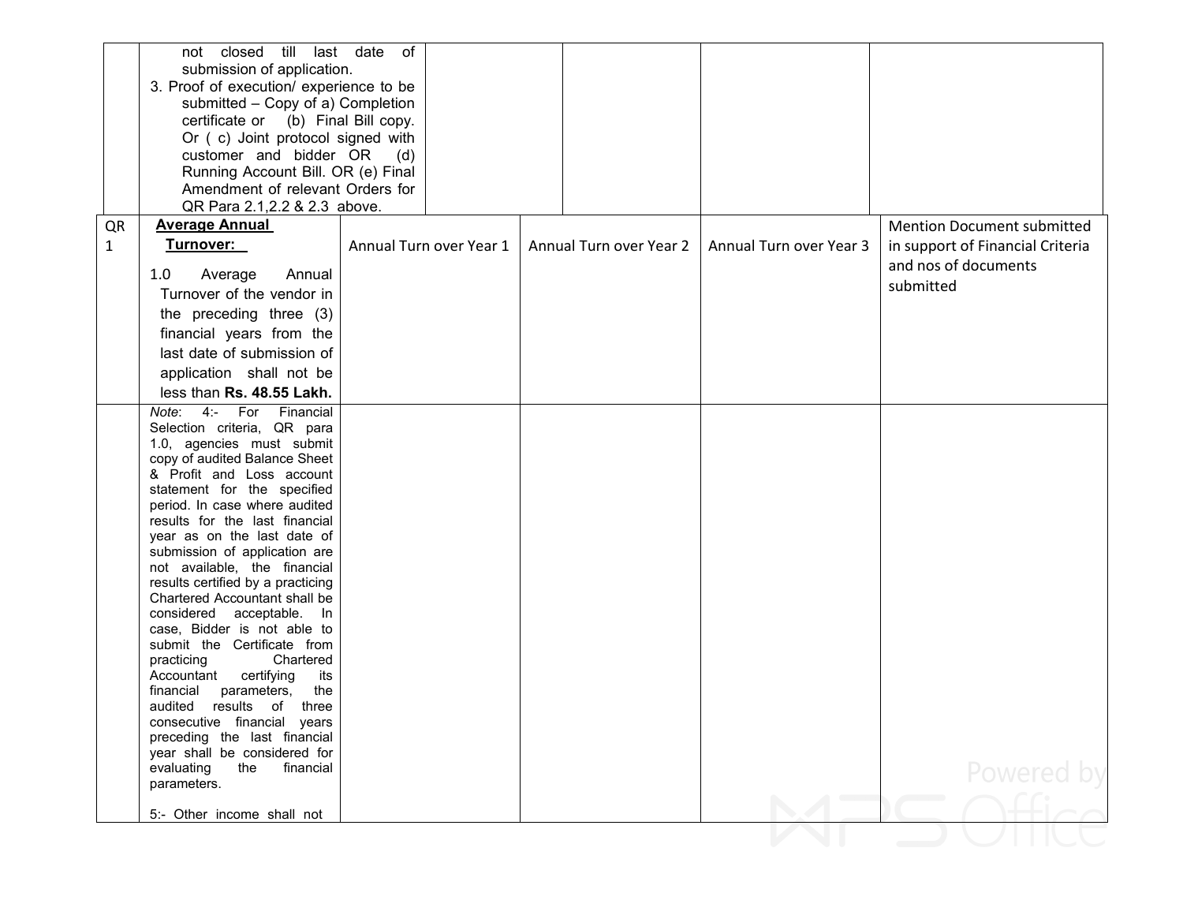|  |  |  |  |  |  |
|---|---|---|---|---|---|
|  | not closed till last date of submission of application.<br>3. Proof of execution/ experience to be submitted – Copy of a) Completion certificate or (b) Final Bill copy. Or ( c) Joint protocol signed with customer and bidder OR (d) Running Account Bill. OR (e) Final Amendment of relevant Orders for QR Para 2.1,2.2 & 2.3 above. |  |  |  |  |
| QR 1 | **Average Annual Turnover:**<br><br>1.0 Average Annual Turnover of the vendor in the preceding three (3) financial years from the last date of submission of application shall not be less than **Rs. 48.55 Lakh.** | Annual Turn over Year 1 | Annual Turn over Year 2 | Annual Turn over Year 3 | Mention Document submitted in support of Financial Criteria and nos of documents submitted |
|  | *Note*: 4:- For Financial Selection criteria, QR para 1.0, agencies must submit copy of audited Balance Sheet & Profit and Loss account statement for the specified period. In case where audited results for the last financial year as on the last date of submission of application are not available, the financial results certified by a practicing Chartered Accountant shall be considered acceptable. In case, Bidder is not able to submit the Certificate from practicing Chartered Accountant certifying its financial parameters, the audited results of three consecutive financial years preceding the last financial year shall be considered for evaluating the financial parameters.<br><br>5:- Other income shall not |  |  |  |  |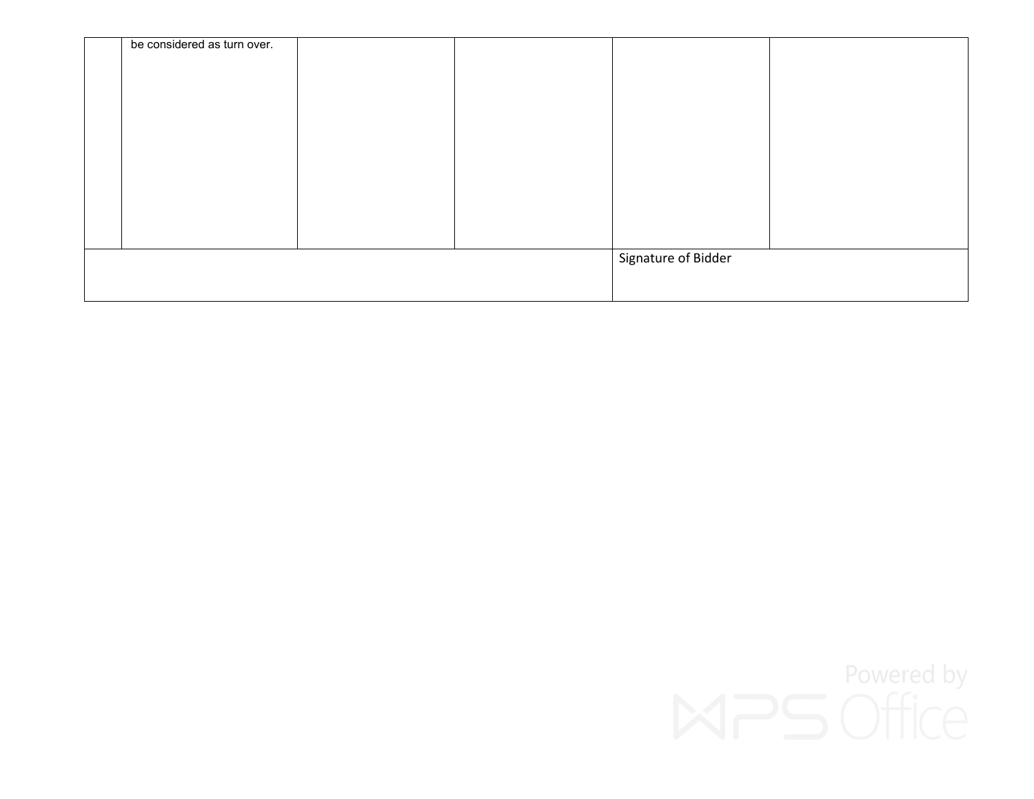| | | | | | |
|---|---|---|---|---|---|
| | be considered as turn over. | | | | |
| | | | | Signature of Bidder | |